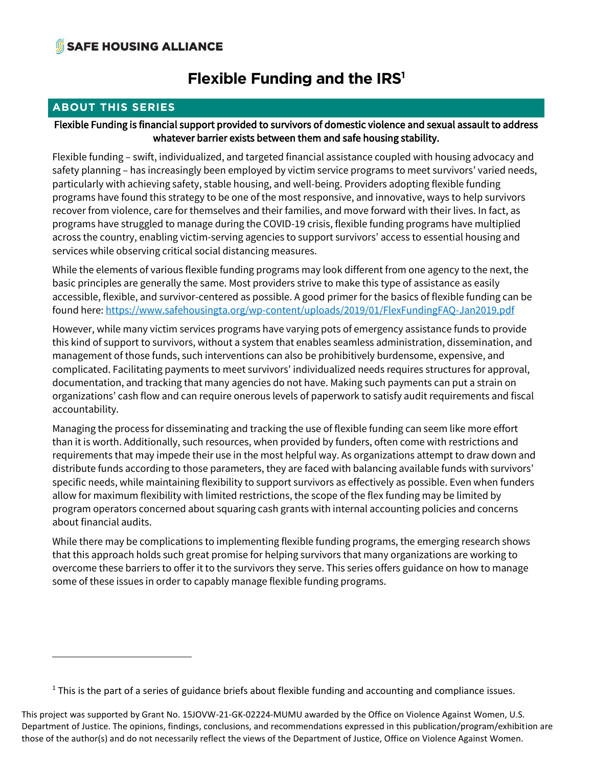**SAFE HOUSING ALLIANCE**

# Flexible Funding and the IRS[1]

## ABOUT THIS SERIES

**Flexible Funding is financial support provided to survivors of domestic violence and sexual assault to address whatever barrier exists between them and safe housing stability.**

Flexible funding – swift, individualized, and targeted financial assistance coupled with housing advocacy and safety planning – has increasingly been employed by victim service programs to meet survivors' varied needs, particularly with achieving safety, stable housing, and well-being. Providers adopting flexible funding programs have found this strategy to be one of the most responsive, and innovative, ways to help survivors recover from violence, care for themselves and their families, and move forward with their lives. In fact, as programs have struggled to manage during the COVID-19 crisis, flexible funding programs have multiplied across the country, enabling victim-serving agencies to support survivors' access to essential housing and services while observing critical social distancing measures.

While the elements of various flexible funding programs may look different from one agency to the next, the basic principles are generally the same. Most providers strive to make this type of assistance as easily accessible, flexible, and survivor-centered as possible. A good primer for the basics of flexible funding can be found here: https://www.safehousingta.org/wp-content/uploads/2019/01/FlexFundingFAQ-Jan2019.pdf

However, while many victim services programs have varying pots of emergency assistance funds to provide this kind of support to survivors, without a system that enables seamless administration, dissemination, and management of those funds, such interventions can also be prohibitively burdensome, expensive, and complicated. Facilitating payments to meet survivors' individualized needs requires structures for approval, documentation, and tracking that many agencies do not have. Making such payments can put a strain on organizations' cash flow and can require onerous levels of paperwork to satisfy audit requirements and fiscal accountability.

Managing the process for disseminating and tracking the use of flexible funding can seem like more effort than it is worth. Additionally, such resources, when provided by funders, often come with restrictions and requirements that may impede their use in the most helpful way. As organizations attempt to draw down and distribute funds according to those parameters, they are faced with balancing available funds with survivors' specific needs, while maintaining flexibility to support survivors as effectively as possible. Even when funders allow for maximum flexibility with limited restrictions, the scope of the flex funding may be limited by program operators concerned about squaring cash grants with internal accounting policies and concerns about financial audits.

While there may be complications to implementing flexible funding programs, the emerging research shows that this approach holds such great promise for helping survivors that many organizations are working to overcome these barriers to offer it to the survivors they serve. This series offers guidance on how to manage some of these issues in order to capably manage flexible funding programs.

---

[1] This is the part of a series of guidance briefs about flexible funding and accounting and compliance issues.

This project was supported by Grant No. 15JOVW-21-GK-02224-MUMU awarded by the Office on Violence Against Women, U.S. Department of Justice. The opinions, findings, conclusions, and recommendations expressed in this publication/program/exhibition are those of the author(s) and do not necessarily reflect the views of the Department of Justice, Office on Violence Against Women.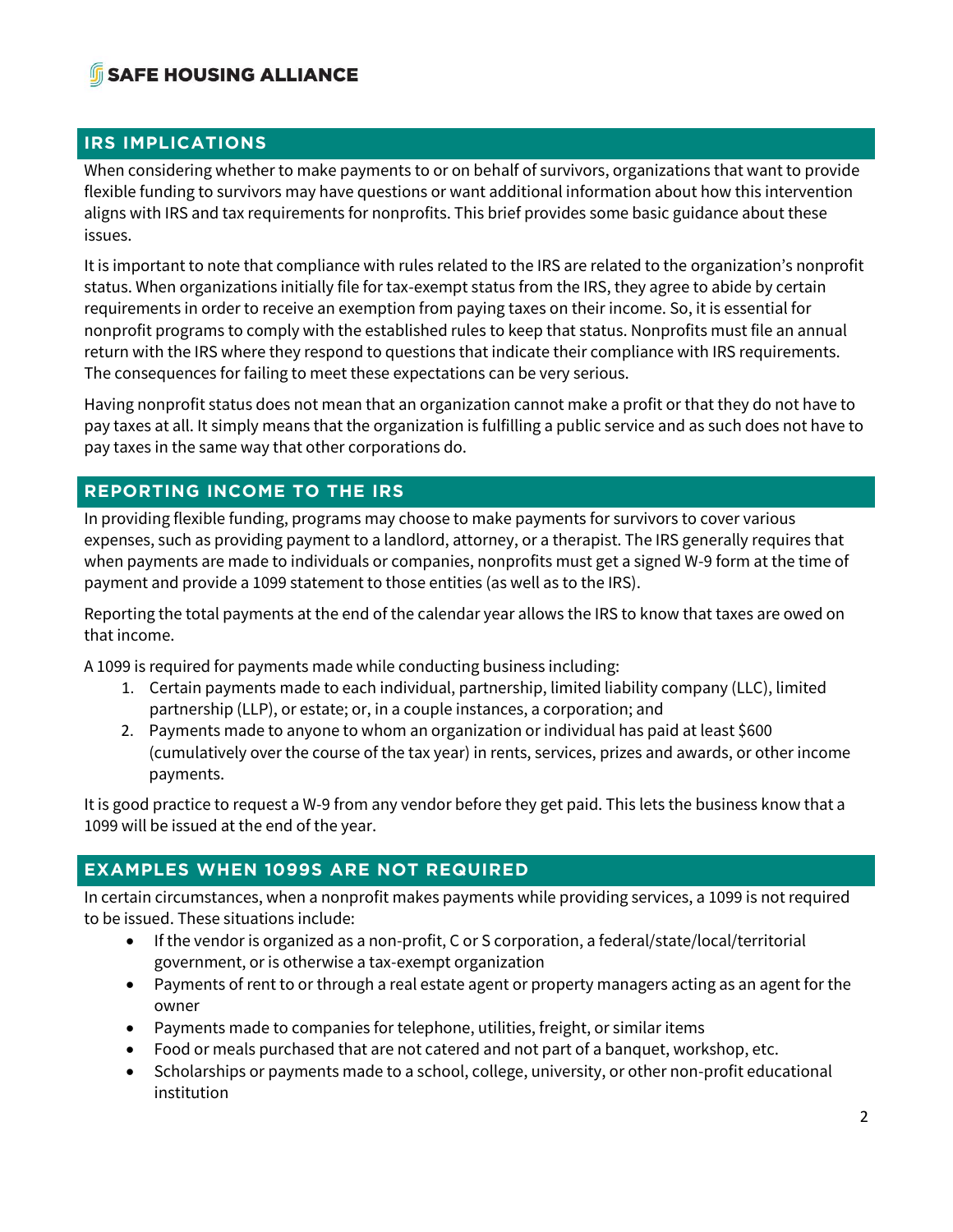## IRS IMPLICATIONS

When considering whether to make payments to or on behalf of survivors, organizations that want to provide flexible funding to survivors may have questions or want additional information about how this intervention aligns with IRS and tax requirements for nonprofits. This brief provides some basic guidance about these issues.

It is important to note that compliance with rules related to the IRS are related to the organization's nonprofit status. When organizations initially file for tax-exempt status from the IRS, they agree to abide by certain requirements in order to receive an exemption from paying taxes on their income. So, it is essential for nonprofit programs to comply with the established rules to keep that status. Nonprofits must file an annual return with the IRS where they respond to questions that indicate their compliance with IRS requirements. The consequences for failing to meet these expectations can be very serious.

Having nonprofit status does not mean that an organization cannot make a profit or that they do not have to pay taxes at all. It simply means that the organization is fulfilling a public service and as such does not have to pay taxes in the same way that other corporations do.

## REPORTING INCOME TO THE IRS

In providing flexible funding, programs may choose to make payments for survivors to cover various expenses, such as providing payment to a landlord, attorney, or a therapist. The IRS generally requires that when payments are made to individuals or companies, nonprofits must get a signed W-9 form at the time of payment and provide a 1099 statement to those entities (as well as to the IRS).

Reporting the total payments at the end of the calendar year allows the IRS to know that taxes are owed on that income.

A 1099 is required for payments made while conducting business including:

1. Certain payments made to each individual, partnership, limited liability company (LLC), limited partnership (LLP), or estate; or, in a couple instances, a corporation; and
2. Payments made to anyone to whom an organization or individual has paid at least $600 (cumulatively over the course of the tax year) in rents, services, prizes and awards, or other income payments.

It is good practice to request a W-9 from any vendor before they get paid. This lets the business know that a 1099 will be issued at the end of the year.

## EXAMPLES WHEN 1099S ARE NOT REQUIRED

In certain circumstances, when a nonprofit makes payments while providing services, a 1099 is not required to be issued. These situations include:

- If the vendor is organized as a non-profit, C or S corporation, a federal/state/local/territorial government, or is otherwise a tax-exempt organization
- Payments of rent to or through a real estate agent or property managers acting as an agent for the owner
- Payments made to companies for telephone, utilities, freight, or similar items
- Food or meals purchased that are not catered and not part of a banquet, workshop, etc.
- Scholarships or payments made to a school, college, university, or other non-profit educational institution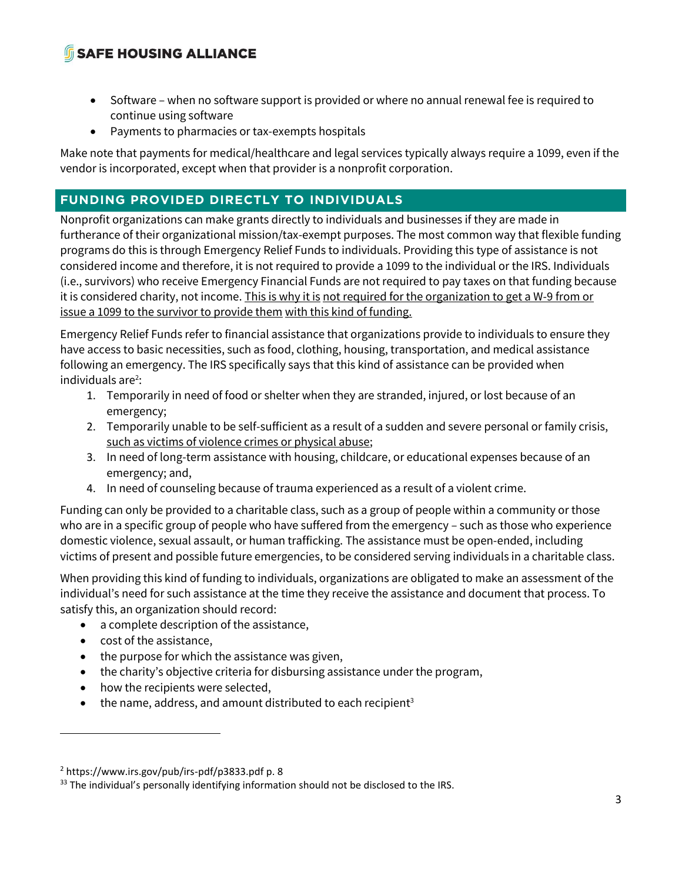- Software – when no software support is provided or where no annual renewal fee is required to continue using software
- Payments to pharmacies or tax-exempts hospitals

Make note that payments for medical/healthcare and legal services typically always require a 1099, even if the vendor is incorporated, except when that provider is a nonprofit corporation.

## FUNDING PROVIDED DIRECTLY TO INDIVIDUALS

Nonprofit organizations can make grants directly to individuals and businesses if they are made in furtherance of their organizational mission/tax-exempt purposes. The most common way that flexible funding programs do this is through Emergency Relief Funds to individuals. Providing this type of assistance is not considered income and therefore, it is not required to provide a 1099 to the individual or the IRS. Individuals (i.e., survivors) who receive Emergency Financial Funds are not required to pay taxes on that funding because it is considered charity, not income. This is why it is not required for the organization to get a W-9 from or issue a 1099 to the survivor to provide them with this kind of funding.

Emergency Relief Funds refer to financial assistance that organizations provide to individuals to ensure they have access to basic necessities, such as food, clothing, housing, transportation, and medical assistance following an emergency. The IRS specifically says that this kind of assistance can be provided when individuals are[2]:

1. Temporarily in need of food or shelter when they are stranded, injured, or lost because of an emergency;
2. Temporarily unable to be self-sufficient as a result of a sudden and severe personal or family crisis, such as victims of violence crimes or physical abuse;
3. In need of long-term assistance with housing, childcare, or educational expenses because of an emergency; and,
4. In need of counseling because of trauma experienced as a result of a violent crime.

Funding can only be provided to a charitable class, such as a group of people within a community or those who are in a specific group of people who have suffered from the emergency – such as those who experience domestic violence, sexual assault, or human trafficking. The assistance must be open-ended, including victims of present and possible future emergencies, to be considered serving individuals in a charitable class.

When providing this kind of funding to individuals, organizations are obligated to make an assessment of the individual's need for such assistance at the time they receive the assistance and document that process. To satisfy this, an organization should record:

- a complete description of the assistance,
- cost of the assistance,
- the purpose for which the assistance was given,
- the charity's objective criteria for disbursing assistance under the program,
- how the recipients were selected,
- the name, address, and amount distributed to each recipient[3]

---

[2] https://www.irs.gov/pub/irs-pdf/p3833.pdf p. 8

[33] The individual's personally identifying information should not be disclosed to the IRS.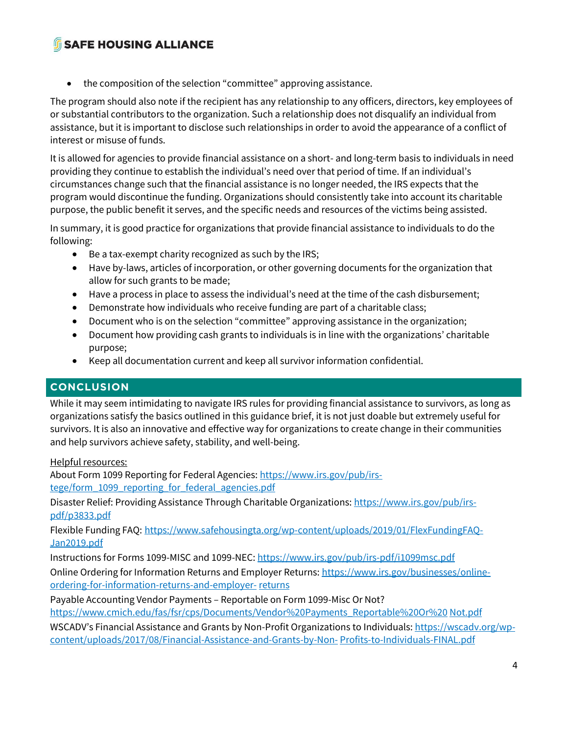- the composition of the selection "committee" approving assistance.

The program should also note if the recipient has any relationship to any officers, directors, key employees of or substantial contributors to the organization. Such a relationship does not disqualify an individual from assistance, but it is important to disclose such relationships in order to avoid the appearance of a conflict of interest or misuse of funds.

It is allowed for agencies to provide financial assistance on a short- and long-term basis to individuals in need providing they continue to establish the individual's need over that period of time. If an individual's circumstances change such that the financial assistance is no longer needed, the IRS expects that the program would discontinue the funding. Organizations should consistently take into account its charitable purpose, the public benefit it serves, and the specific needs and resources of the victims being assisted.

In summary, it is good practice for organizations that provide financial assistance to individuals to do the following:

- Be a tax-exempt charity recognized as such by the IRS;
- Have by-laws, articles of incorporation, or other governing documents for the organization that allow for such grants to be made;
- Have a process in place to assess the individual's need at the time of the cash disbursement;
- Demonstrate how individuals who receive funding are part of a charitable class;
- Document who is on the selection "committee" approving assistance in the organization;
- Document how providing cash grants to individuals is in line with the organizations' charitable purpose;
- Keep all documentation current and keep all survivor information confidential.

## CONCLUSION

While it may seem intimidating to navigate IRS rules for providing financial assistance to survivors, as long as organizations satisfy the basics outlined in this guidance brief, it is not just doable but extremely useful for survivors. It is also an innovative and effective way for organizations to create change in their communities and help survivors achieve safety, stability, and well-being.

Helpful resources:

About Form 1099 Reporting for Federal Agencies: https://www.irs.gov/pub/irs-tege/form_1099_reporting_for_federal_agencies.pdf

Disaster Relief: Providing Assistance Through Charitable Organizations: https://www.irs.gov/pub/irs-pdf/p3833.pdf

Flexible Funding FAQ: https://www.safehousingta.org/wp-content/uploads/2019/01/FlexFundingFAQ-Jan2019.pdf

Instructions for Forms 1099-MISC and 1099-NEC: https://www.irs.gov/pub/irs-pdf/i1099msc.pdf

Online Ordering for Information Returns and Employer Returns: https://www.irs.gov/businesses/online-ordering-for-information-returns-and-employer- returns

Payable Accounting Vendor Payments – Reportable on Form 1099-Misc Or Not?
https://www.cmich.edu/fas/fsr/cps/Documents/Vendor%20Payments_Reportable%20Or%20 Not.pdf

WSCADV's Financial Assistance and Grants by Non-Profit Organizations to Individuals: https://wscadv.org/wp-content/uploads/2017/08/Financial-Assistance-and-Grants-by-Non- Profits-to-Individuals-FINAL.pdf